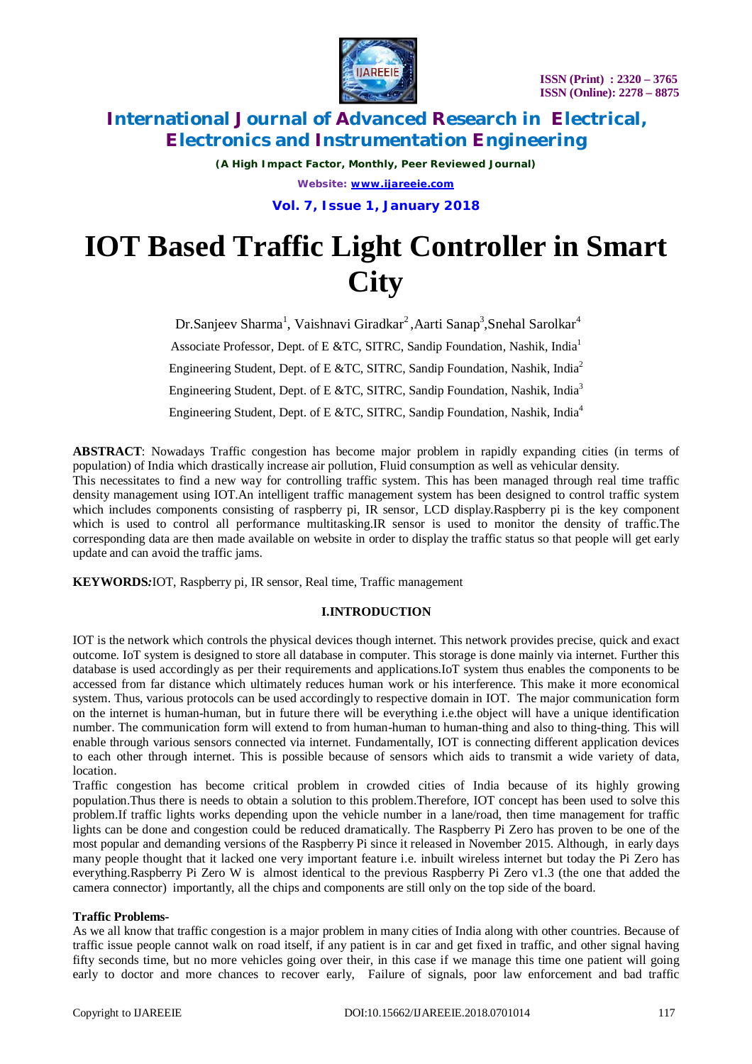# IOT Based Traffic Light Controller in Smart City

Dr.Sanjeev Sharma[1], Vaishnavi Giradkar[2], Aarti Sanap[3], Snehal Sarolkar[4]

Associate Professor, Dept. of E &TC, SITRC, Sandip Foundation, Nashik, India[1]

Engineering Student, Dept. of E &TC, SITRC, Sandip Foundation, Nashik, India[2]

Engineering Student, Dept. of E &TC, SITRC, Sandip Foundation, Nashik, India[3]

Engineering Student, Dept. of E &TC, SITRC, Sandip Foundation, Nashik, India[4]

**ABSTRACT**: Nowadays Traffic congestion has become major problem in rapidly expanding cities (in terms of population) of India which drastically increase air pollution, Fluid consumption as well as vehicular density.
This necessitates to find a new way for controlling traffic system. This has been managed through real time traffic density management using IOT.An intelligent traffic management system has been designed to control traffic system which includes components consisting of raspberry pi, IR sensor, LCD display.Raspberry pi is the key component which is used to control all performance multitasking.IR sensor is used to monitor the density of traffic.The corresponding data are then made available on website in order to display the traffic status so that people will get early update and can avoid the traffic jams.

***KEYWORDS:*** IOT, Raspberry pi, IR sensor, Real time, Traffic management

## I.INTRODUCTION

IOT is the network which controls the physical devices though internet. This network provides precise, quick and exact outcome. IoT system is designed to store all database in computer. This storage is done mainly via internet. Further this database is used accordingly as per their requirements and applications.IoT system thus enables the components to be accessed from far distance which ultimately reduces human work or his interference. This make it more economical system. Thus, various protocols can be used accordingly to respective domain in IOT. The major communication form on the internet is human-human, but in future there will be everything i.e.the object will have a unique identification number. The communication form will extend to from human-human to human-thing and also to thing-thing. This will enable through various sensors connected via internet. Fundamentally, IOT is connecting different application devices to each other through internet. This is possible because of sensors which aids to transmit a wide variety of data, location.
Traffic congestion has become critical problem in crowded cities of India because of its highly growing population.Thus there is needs to obtain a solution to this problem.Therefore, IOT concept has been used to solve this problem.If traffic lights works depending upon the vehicle number in a lane/road, then time management for traffic lights can be done and congestion could be reduced dramatically. The Raspberry Pi Zero has proven to be one of the most popular and demanding versions of the Raspberry Pi since it released in November 2015. Although, in early days many people thought that it lacked one very important feature i.e. inbuilt wireless internet but today the Pi Zero has everything.Raspberry Pi Zero W is almost identical to the previous Raspberry Pi Zero v1.3 (the one that added the camera connector) importantly, all the chips and components are still only on the top side of the board.

**Traffic Problems-**
As we all know that traffic congestion is a major problem in many cities of India along with other countries. Because of traffic issue people cannot walk on road itself, if any patient is in car and get fixed in traffic, and other signal having fifty seconds time, but no more vehicles going over their, in this case if we manage this time one patient will going early to doctor and more chances to recover early, Failure of signals, poor law enforcement and bad traffic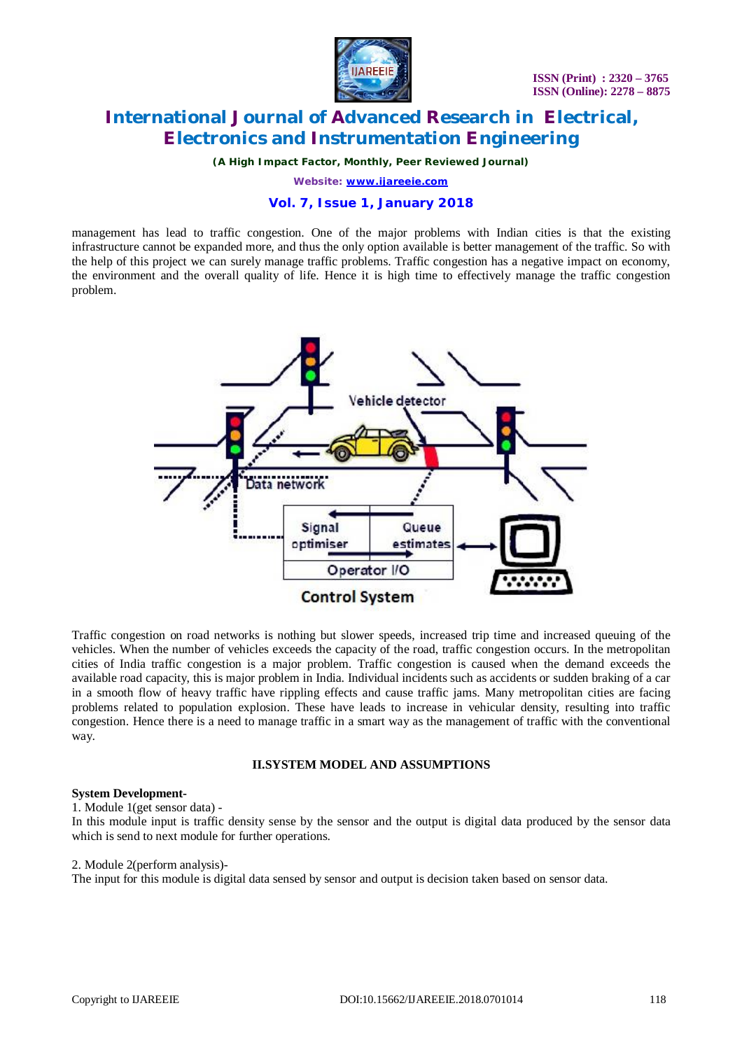management has lead to traffic congestion. One of the major problems with Indian cities is that the existing infrastructure cannot be expanded more, and thus the only option available is better management of the traffic. So with the help of this project we can surely manage traffic problems. Traffic congestion has a negative impact on economy, the environment and the overall quality of life. Hence it is high time to effectively manage the traffic congestion problem.

Traffic congestion on road networks is nothing but slower speeds, increased trip time and increased queuing of the vehicles. When the number of vehicles exceeds the capacity of the road, traffic congestion occurs. In the metropolitan cities of India traffic congestion is a major problem. Traffic congestion is caused when the demand exceeds the available road capacity, this is major problem in India. Individual incidents such as accidents or sudden braking of a car in a smooth flow of heavy traffic have rippling effects and cause traffic jams. Many metropolitan cities are facing problems related to population explosion. These have leads to increase in vehicular density, resulting into traffic congestion. Hence there is a need to manage traffic in a smart way as the management of traffic with the conventional way.

## II.SYSTEM MODEL AND ASSUMPTIONS

**System Development-**

1. Module 1(get sensor data) -

In this module input is traffic density sense by the sensor and the output is digital data produced by the sensor data which is send to next module for further operations.

2. Module 2(perform analysis)-

The input for this module is digital data sensed by sensor and output is decision taken based on sensor data.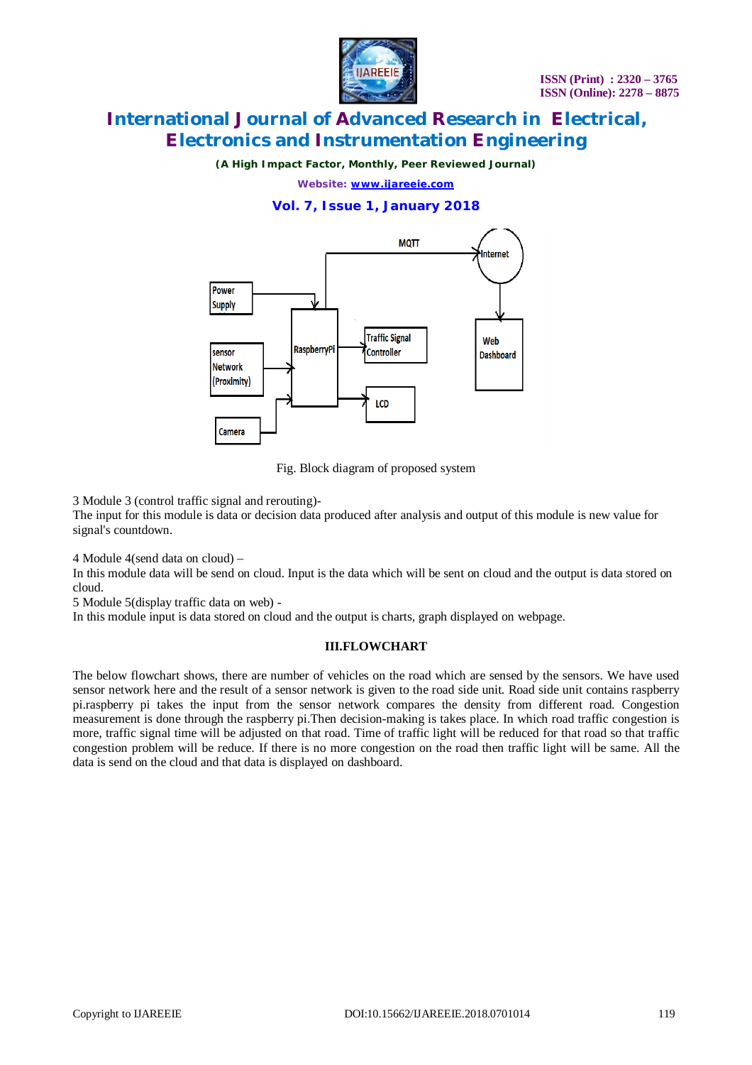Fig. Block diagram of proposed system

3 Module 3 (control traffic signal and rerouting)-
The input for this module is data or decision data produced after analysis and output of this module is new value for signal's countdown.

4 Module 4(send data on cloud) –
In this module data will be send on cloud. Input is the data which will be sent on cloud and the output is data stored on cloud.

5 Module 5(display traffic data on web) -
In this module input is data stored on cloud and the output is charts, graph displayed on webpage.

## III.FLOWCHART

The below flowchart shows, there are number of vehicles on the road which are sensed by the sensors. We have used sensor network here and the result of a sensor network is given to the road side unit. Road side unit contains raspberry pi.raspberry pi takes the input from the sensor network compares the density from different road. Congestion measurement is done through the raspberry pi.Then decision-making is takes place. In which road traffic congestion is more, traffic signal time will be adjusted on that road. Time of traffic light will be reduced for that road so that traffic congestion problem will be reduce. If there is no more congestion on the road then traffic light will be same. All the data is send on the cloud and that data is displayed on dashboard.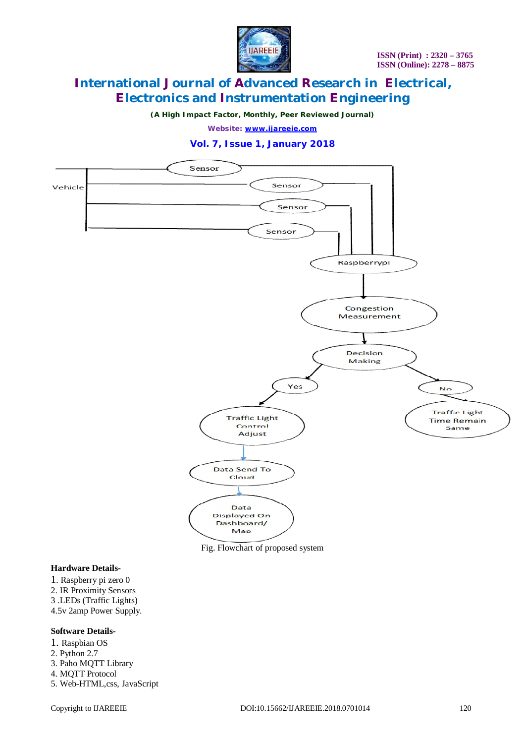Fig. Flowchart of proposed system

**Hardware Details-**

1. Raspberry pi zero 0
2. IR Proximity Sensors
3. LEDs (Traffic Lights)
4. 5v 2amp Power Supply.

**Software Details-**

1. Raspbian OS
2. Python 2.7
3. Paho MQTT Library
4. MQTT Protocol
5. Web-HTML,css, JavaScript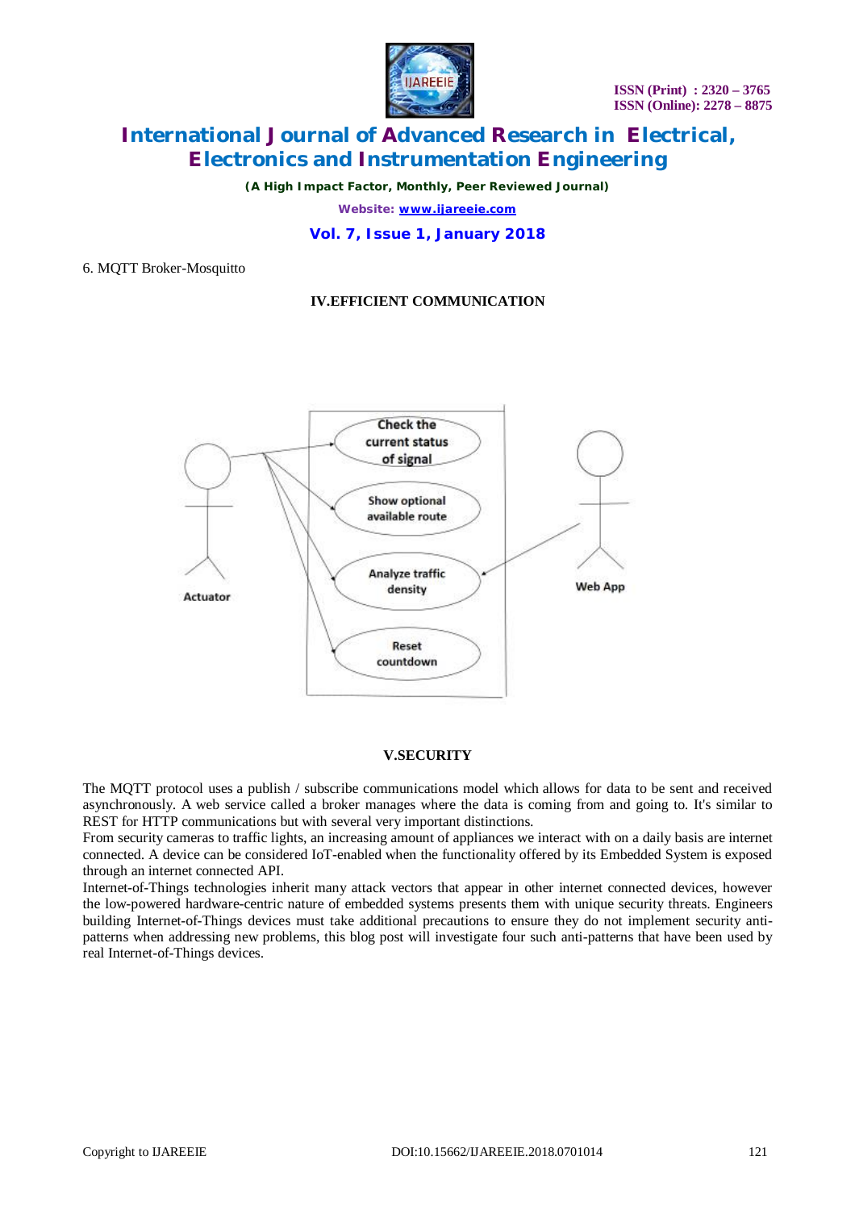6. MQTT Broker-Mosquitto

## IV.EFFICIENT COMMUNICATION

## V.SECURITY

The MQTT protocol uses a publish / subscribe communications model which allows for data to be sent and received asynchronously. A web service called a broker manages where the data is coming from and going to. It's similar to REST for HTTP communications but with several very important distinctions.

From security cameras to traffic lights, an increasing amount of appliances we interact with on a daily basis are internet connected. A device can be considered IoT-enabled when the functionality offered by its Embedded System is exposed through an internet connected API.

Internet-of-Things technologies inherit many attack vectors that appear in other internet connected devices, however the low-powered hardware-centric nature of embedded systems presents them with unique security threats. Engineers building Internet-of-Things devices must take additional precautions to ensure they do not implement security anti-patterns when addressing new problems, this blog post will investigate four such anti-patterns that have been used by real Internet-of-Things devices.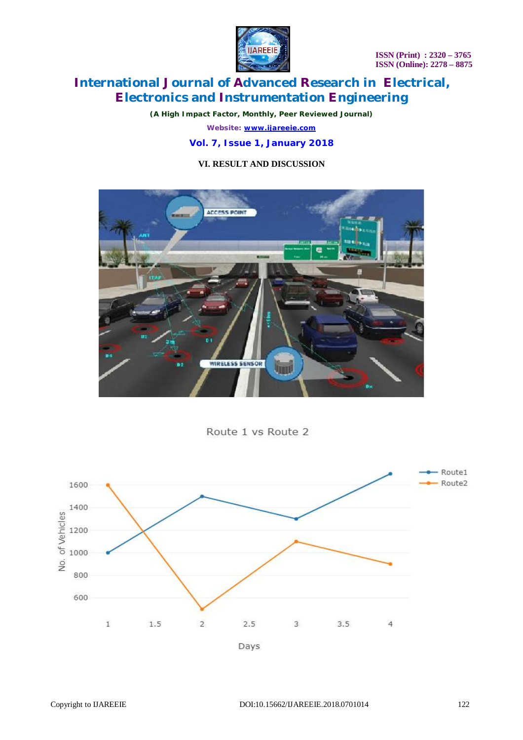## VI. RESULT AND DISCUSSION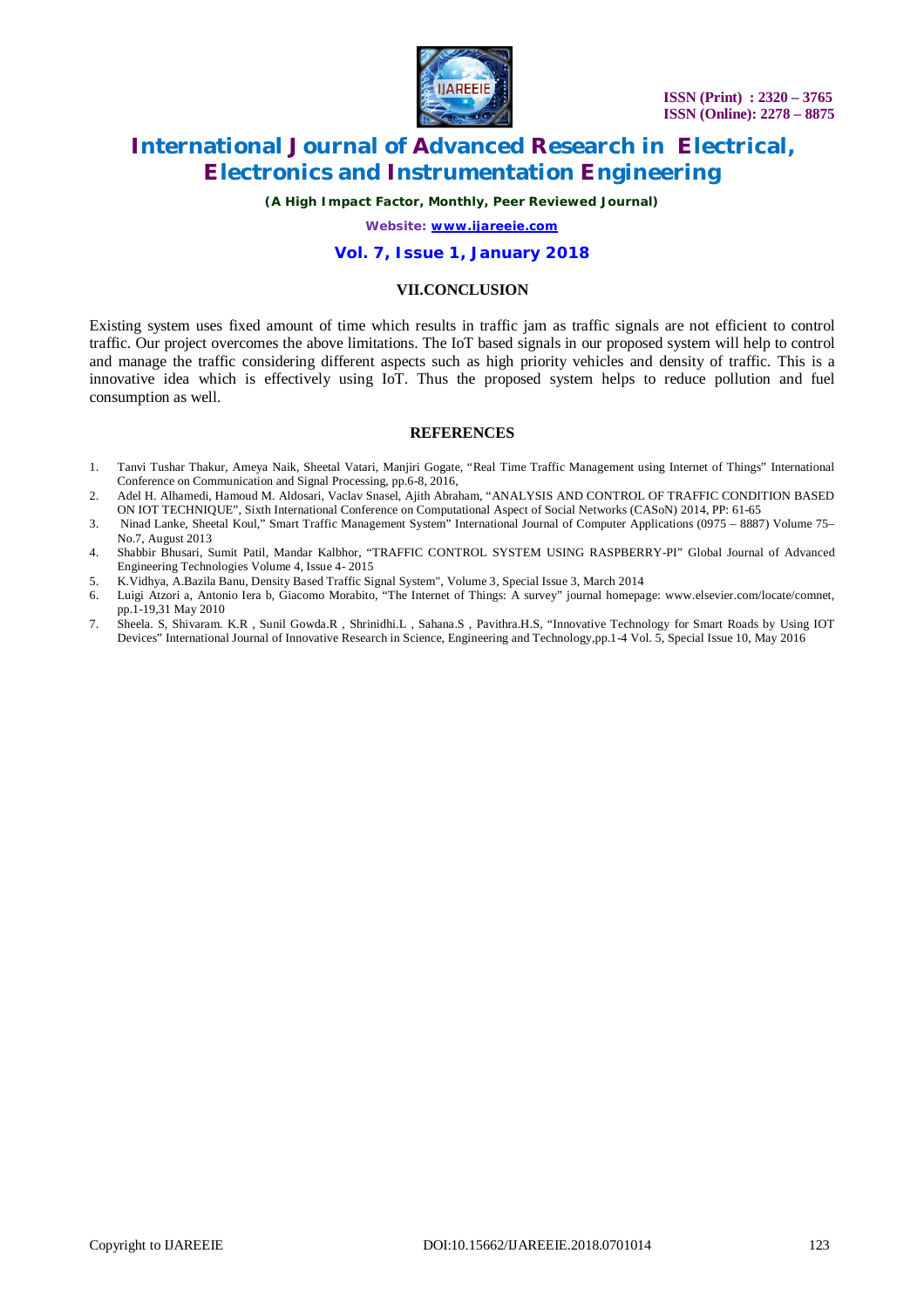## VII.CONCLUSION

Existing system uses fixed amount of time which results in traffic jam as traffic signals are not efficient to control traffic. Our project overcomes the above limitations. The IoT based signals in our proposed system will help to control and manage the traffic considering different aspects such as high priority vehicles and density of traffic. This is a innovative idea which is effectively using IoT. Thus the proposed system helps to reduce pollution and fuel consumption as well.

## REFERENCES

1. Tanvi Tushar Thakur, Ameya Naik, Sheetal Vatari, Manjiri Gogate, "Real Time Traffic Management using Internet of Things" International Conference on Communication and Signal Processing, pp.6-8, 2016,
2. Adel H. Alhamedi, Hamoud M. Aldosari, Vaclav Snasel, Ajith Abraham, "ANALYSIS AND CONTROL OF TRAFFIC CONDITION BASED ON IOT TECHNIQUE", Sixth International Conference on Computational Aspect of Social Networks (CASoN) 2014, PP: 61-65
3. Ninad Lanke, Sheetal Koul," Smart Traffic Management System" International Journal of Computer Applications (0975 – 8887) Volume 75– No.7, August 2013
4. Shabbir Bhusari, Sumit Patil, Mandar Kalbhor, "TRAFFIC CONTROL SYSTEM USING RASPBERRY-PI" Global Journal of Advanced Engineering Technologies Volume 4, Issue 4- 2015
5. K.Vidhya, A.Bazila Banu, Density Based Traffic Signal System", Volume 3, Special Issue 3, March 2014
6. Luigi Atzori a, Antonio Iera b, Giacomo Morabito, "The Internet of Things: A survey" journal homepage: www.elsevier.com/locate/comnet, pp.1-19,31 May 2010
7. Sheela. S, Shivaram. K.R , Sunil Gowda.R , Shrinidhi.L , Sahana.S , Pavithra.H.S, "Innovative Technology for Smart Roads by Using IOT Devices" International Journal of Innovative Research in Science, Engineering and Technology,pp.1-4 Vol. 5, Special Issue 10, May 2016